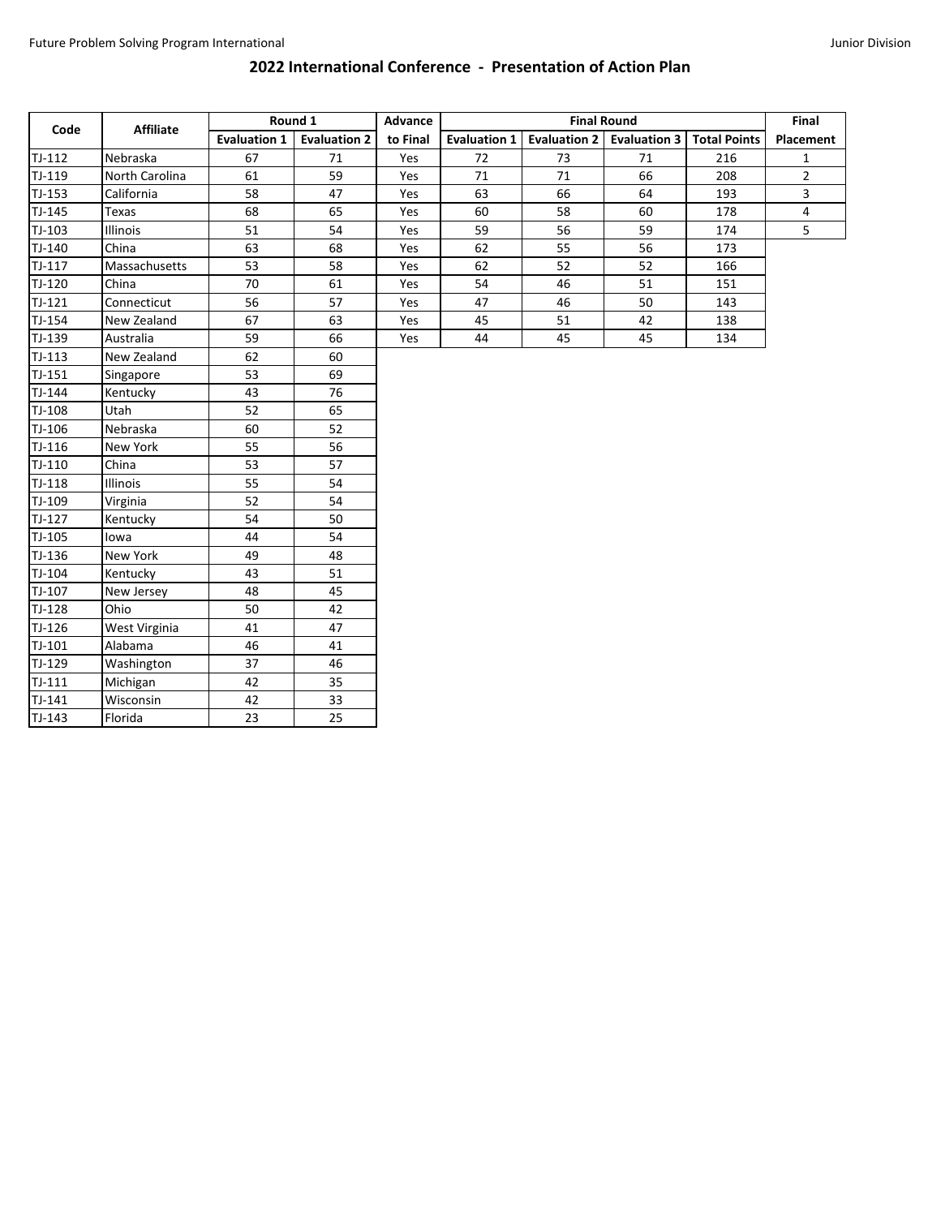Future Problem Solving Program International

Junior Division

## 2022 International Conference - Presentation of Action Plan

| Code | Affiliate | Round 1 | | Advance | Final Round | | | | Final |
|---|---|---|---|---|---|---|---|---|---|
| | | Evaluation 1 | Evaluation 2 | to Final | Evaluation 1 | Evaluation 2 | Evaluation 3 | Total Points | Placement |
| TJ-112 | Nebraska | 67 | 71 | Yes | 72 | 73 | 71 | 216 | 1 |
| TJ-119 | North Carolina | 61 | 59 | Yes | 71 | 71 | 66 | 208 | 2 |
| TJ-153 | California | 58 | 47 | Yes | 63 | 66 | 64 | 193 | 3 |
| TJ-145 | Texas | 68 | 65 | Yes | 60 | 58 | 60 | 178 | 4 |
| TJ-103 | Illinois | 51 | 54 | Yes | 59 | 56 | 59 | 174 | 5 |
| TJ-140 | China | 63 | 68 | Yes | 62 | 55 | 56 | 173 | |
| TJ-117 | Massachusetts | 53 | 58 | Yes | 62 | 52 | 52 | 166 | |
| TJ-120 | China | 70 | 61 | Yes | 54 | 46 | 51 | 151 | |
| TJ-121 | Connecticut | 56 | 57 | Yes | 47 | 46 | 50 | 143 | |
| TJ-154 | New Zealand | 67 | 63 | Yes | 45 | 51 | 42 | 138 | |
| TJ-139 | Australia | 59 | 66 | Yes | 44 | 45 | 45 | 134 | |
| TJ-113 | New Zealand | 62 | 60 | | | | | | |
| TJ-151 | Singapore | 53 | 69 | | | | | | |
| TJ-144 | Kentucky | 43 | 76 | | | | | | |
| TJ-108 | Utah | 52 | 65 | | | | | | |
| TJ-106 | Nebraska | 60 | 52 | | | | | | |
| TJ-116 | New York | 55 | 56 | | | | | | |
| TJ-110 | China | 53 | 57 | | | | | | |
| TJ-118 | Illinois | 55 | 54 | | | | | | |
| TJ-109 | Virginia | 52 | 54 | | | | | | |
| TJ-127 | Kentucky | 54 | 50 | | | | | | |
| TJ-105 | Iowa | 44 | 54 | | | | | | |
| TJ-136 | New York | 49 | 48 | | | | | | |
| TJ-104 | Kentucky | 43 | 51 | | | | | | |
| TJ-107 | New Jersey | 48 | 45 | | | | | | |
| TJ-128 | Ohio | 50 | 42 | | | | | | |
| TJ-126 | West Virginia | 41 | 47 | | | | | | |
| TJ-101 | Alabama | 46 | 41 | | | | | | |
| TJ-129 | Washington | 37 | 46 | | | | | | |
| TJ-111 | Michigan | 42 | 35 | | | | | | |
| TJ-141 | Wisconsin | 42 | 33 | | | | | | |
| TJ-143 | Florida | 23 | 25 | | | | | | |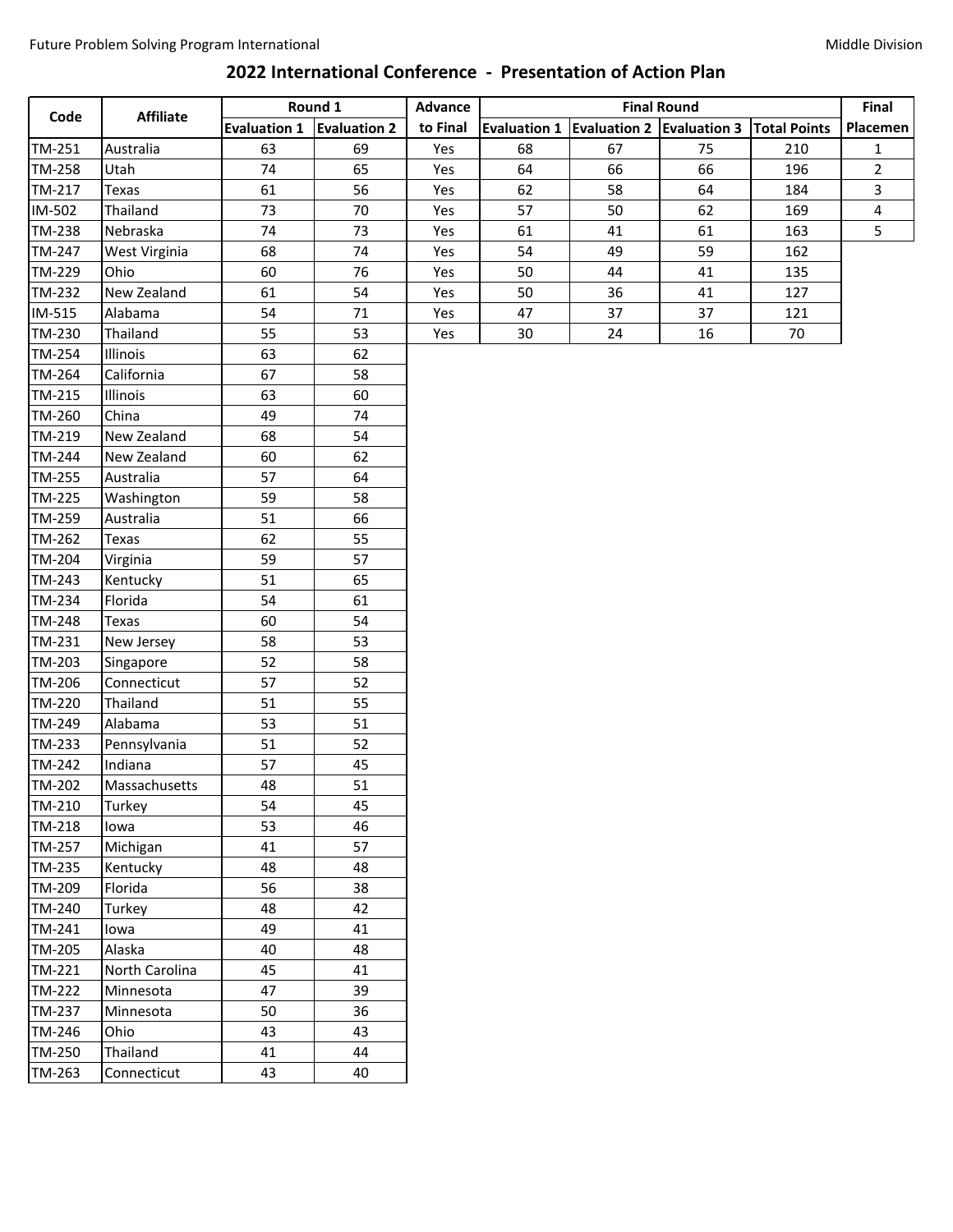# 2022 International Conference - Presentation of Action Plan

| Code | Affiliate | Round 1 | | Advance | Final Round | | | | Final |
|---|---|---|---|---|---|---|---|---|---|
| | | Evaluation 1 | Evaluation 2 | to Final | Evaluation 1 | Evaluation 2 | Evaluation 3 | Total Points | Placemen |
| TM-251 | Australia | 63 | 69 | Yes | 68 | 67 | 75 | 210 | 1 |
| TM-258 | Utah | 74 | 65 | Yes | 64 | 66 | 66 | 196 | 2 |
| TM-217 | Texas | 61 | 56 | Yes | 62 | 58 | 64 | 184 | 3 |
| IM-502 | Thailand | 73 | 70 | Yes | 57 | 50 | 62 | 169 | 4 |
| TM-238 | Nebraska | 74 | 73 | Yes | 61 | 41 | 61 | 163 | 5 |
| TM-247 | West Virginia | 68 | 74 | Yes | 54 | 49 | 59 | 162 | |
| TM-229 | Ohio | 60 | 76 | Yes | 50 | 44 | 41 | 135 | |
| TM-232 | New Zealand | 61 | 54 | Yes | 50 | 36 | 41 | 127 | |
| IM-515 | Alabama | 54 | 71 | Yes | 47 | 37 | 37 | 121 | |
| TM-230 | Thailand | 55 | 53 | Yes | 30 | 24 | 16 | 70 | |
| TM-254 | Illinois | 63 | 62 | | | | | | |
| TM-264 | California | 67 | 58 | | | | | | |
| TM-215 | Illinois | 63 | 60 | | | | | | |
| TM-260 | China | 49 | 74 | | | | | | |
| TM-219 | New Zealand | 68 | 54 | | | | | | |
| TM-244 | New Zealand | 60 | 62 | | | | | | |
| TM-255 | Australia | 57 | 64 | | | | | | |
| TM-225 | Washington | 59 | 58 | | | | | | |
| TM-259 | Australia | 51 | 66 | | | | | | |
| TM-262 | Texas | 62 | 55 | | | | | | |
| TM-204 | Virginia | 59 | 57 | | | | | | |
| TM-243 | Kentucky | 51 | 65 | | | | | | |
| TM-234 | Florida | 54 | 61 | | | | | | |
| TM-248 | Texas | 60 | 54 | | | | | | |
| TM-231 | New Jersey | 58 | 53 | | | | | | |
| TM-203 | Singapore | 52 | 58 | | | | | | |
| TM-206 | Connecticut | 57 | 52 | | | | | | |
| TM-220 | Thailand | 51 | 55 | | | | | | |
| TM-249 | Alabama | 53 | 51 | | | | | | |
| TM-233 | Pennsylvania | 51 | 52 | | | | | | |
| TM-242 | Indiana | 57 | 45 | | | | | | |
| TM-202 | Massachusetts | 48 | 51 | | | | | | |
| TM-210 | Turkey | 54 | 45 | | | | | | |
| TM-218 | Iowa | 53 | 46 | | | | | | |
| TM-257 | Michigan | 41 | 57 | | | | | | |
| TM-235 | Kentucky | 48 | 48 | | | | | | |
| TM-209 | Florida | 56 | 38 | | | | | | |
| TM-240 | Turkey | 48 | 42 | | | | | | |
| TM-241 | Iowa | 49 | 41 | | | | | | |
| TM-205 | Alaska | 40 | 48 | | | | | | |
| TM-221 | North Carolina | 45 | 41 | | | | | | |
| TM-222 | Minnesota | 47 | 39 | | | | | | |
| TM-237 | Minnesota | 50 | 36 | | | | | | |
| TM-246 | Ohio | 43 | 43 | | | | | | |
| TM-250 | Thailand | 41 | 44 | | | | | | |
| TM-263 | Connecticut | 43 | 40 | | | | | | |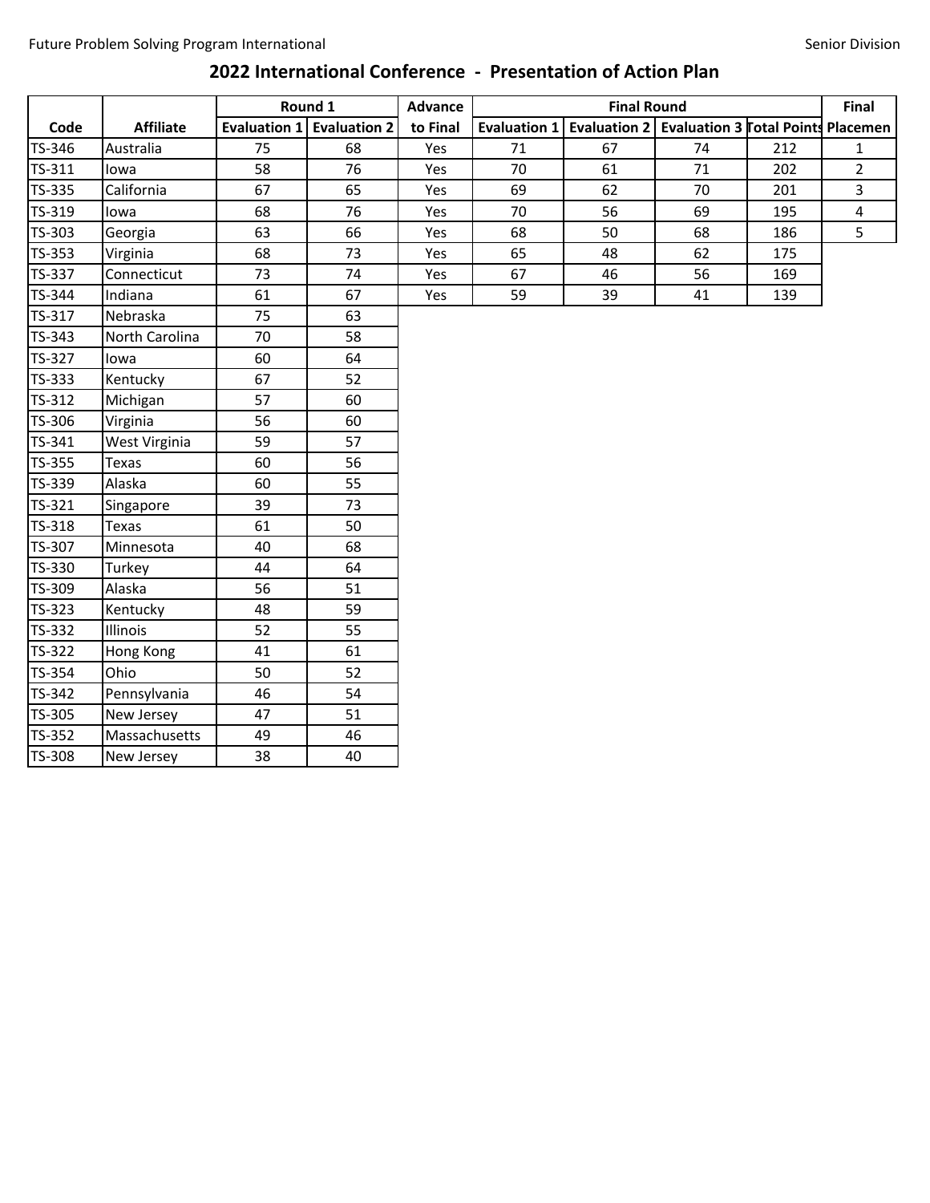## 2022 International Conference - Presentation of Action Plan

| Code | Affiliate | Round 1 | | Advance | Final Round | | | | Final |
|---|---|---|---|---|---|---|---|---|---|
| | | Evaluation 1 | Evaluation 2 | to Final | Evaluation 1 | Evaluation 2 | Evaluation 3 | Total Points | Placemen |
| TS-346 | Australia | 75 | 68 | Yes | 71 | 67 | 74 | 212 | 1 |
| TS-311 | Iowa | 58 | 76 | Yes | 70 | 61 | 71 | 202 | 2 |
| TS-335 | California | 67 | 65 | Yes | 69 | 62 | 70 | 201 | 3 |
| TS-319 | Iowa | 68 | 76 | Yes | 70 | 56 | 69 | 195 | 4 |
| TS-303 | Georgia | 63 | 66 | Yes | 68 | 50 | 68 | 186 | 5 |
| TS-353 | Virginia | 68 | 73 | Yes | 65 | 48 | 62 | 175 | |
| TS-337 | Connecticut | 73 | 74 | Yes | 67 | 46 | 56 | 169 | |
| TS-344 | Indiana | 61 | 67 | Yes | 59 | 39 | 41 | 139 | |
| TS-317 | Nebraska | 75 | 63 | | | | | | |
| TS-343 | North Carolina | 70 | 58 | | | | | | |
| TS-327 | Iowa | 60 | 64 | | | | | | |
| TS-333 | Kentucky | 67 | 52 | | | | | | |
| TS-312 | Michigan | 57 | 60 | | | | | | |
| TS-306 | Virginia | 56 | 60 | | | | | | |
| TS-341 | West Virginia | 59 | 57 | | | | | | |
| TS-355 | Texas | 60 | 56 | | | | | | |
| TS-339 | Alaska | 60 | 55 | | | | | | |
| TS-321 | Singapore | 39 | 73 | | | | | | |
| TS-318 | Texas | 61 | 50 | | | | | | |
| TS-307 | Minnesota | 40 | 68 | | | | | | |
| TS-330 | Turkey | 44 | 64 | | | | | | |
| TS-309 | Alaska | 56 | 51 | | | | | | |
| TS-323 | Kentucky | 48 | 59 | | | | | | |
| TS-332 | Illinois | 52 | 55 | | | | | | |
| TS-322 | Hong Kong | 41 | 61 | | | | | | |
| TS-354 | Ohio | 50 | 52 | | | | | | |
| TS-342 | Pennsylvania | 46 | 54 | | | | | | |
| TS-305 | New Jersey | 47 | 51 | | | | | | |
| TS-352 | Massachusetts | 49 | 46 | | | | | | |
| TS-308 | New Jersey | 38 | 40 | | | | | | |